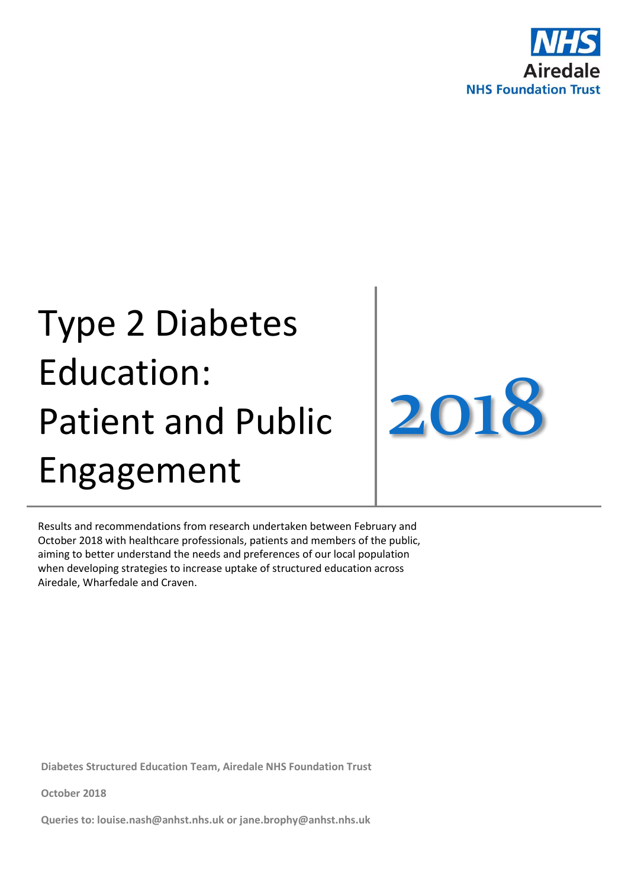NHS

Airedale

NHS Foundation Trust

# Type 2 Diabetes Education: Patient and Public Engagement

# 2018

Results and recommendations from research undertaken between February and October 2018 with healthcare professionals, patients and members of the public, aiming to better understand the needs and preferences of our local population when developing strategies to increase uptake of structured education across Airedale, Wharfedale and Craven.

**Diabetes Structured Education Team, Airedale NHS Foundation Trust**

**October 2018**

**Queries to: louise.nash@anhst.nhs.uk or jane.brophy@anhst.nhs.uk**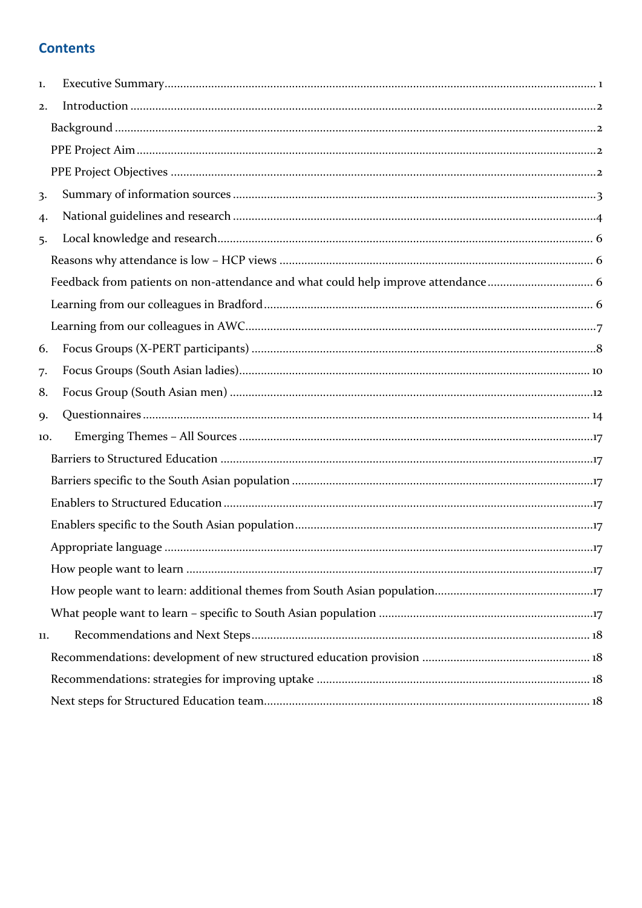## Contents

1. Executive Summary ........................................................................ 1
2. Introduction ........................................................................ 2
   - Background ........................................................................ 2
   - PPE Project Aim ........................................................................ 2
   - PPE Project Objectives ........................................................................ 2
3. Summary of information sources ........................................................................ 3
4. National guidelines and research ........................................................................ 4
5. Local knowledge and research ........................................................................ 6
   - Reasons why attendance is low – HCP views ........................................................................ 6
   - Feedback from patients on non-attendance and what could help improve attendance ........................................................................ 6
   - Learning from our colleagues in Bradford ........................................................................ 6
   - Learning from our colleagues in AWC ........................................................................ 7
6. Focus Groups (X-PERT participants) ........................................................................ 8
7. Focus Groups (South Asian ladies) ........................................................................ 10
8. Focus Group (South Asian men) ........................................................................ 12
9. Questionnaires ........................................................................ 14
10. Emerging Themes – All Sources ........................................................................ 17
    - Barriers to Structured Education ........................................................................ 17
    - Barriers specific to the South Asian population ........................................................................ 17
    - Enablers to Structured Education ........................................................................ 17
    - Enablers specific to the South Asian population ........................................................................ 17
    - Appropriate language ........................................................................ 17
    - How people want to learn ........................................................................ 17
    - How people want to learn: additional themes from South Asian population ........................................................................ 17
    - What people want to learn – specific to South Asian population ........................................................................ 17
11. Recommendations and Next Steps ........................................................................ 18
    - Recommendations: development of new structured education provision ........................................................................ 18
    - Recommendations: strategies for improving uptake ........................................................................ 18
    - Next steps for Structured Education team ........................................................................ 18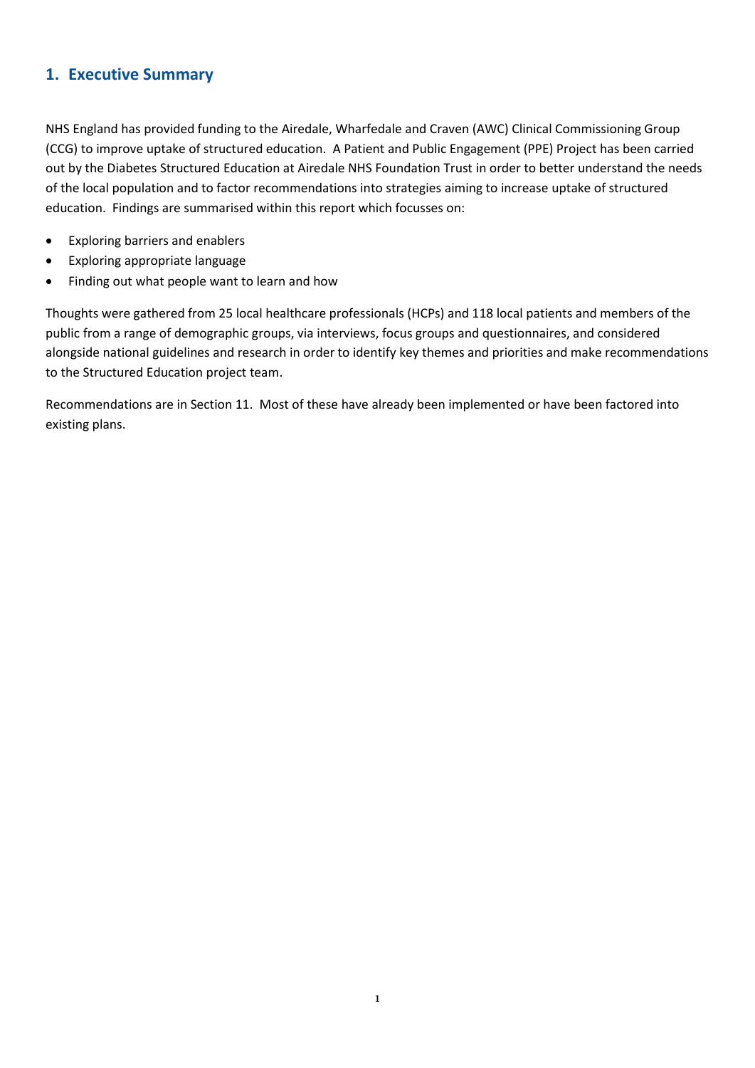## 1. Executive Summary

NHS England has provided funding to the Airedale, Wharfedale and Craven (AWC) Clinical Commissioning Group (CCG) to improve uptake of structured education. A Patient and Public Engagement (PPE) Project has been carried out by the Diabetes Structured Education at Airedale NHS Foundation Trust in order to better understand the needs of the local population and to factor recommendations into strategies aiming to increase uptake of structured education. Findings are summarised within this report which focusses on:

- Exploring barriers and enablers
- Exploring appropriate language
- Finding out what people want to learn and how

Thoughts were gathered from 25 local healthcare professionals (HCPs) and 118 local patients and members of the public from a range of demographic groups, via interviews, focus groups and questionnaires, and considered alongside national guidelines and research in order to identify key themes and priorities and make recommendations to the Structured Education project team.

Recommendations are in Section 11. Most of these have already been implemented or have been factored into existing plans.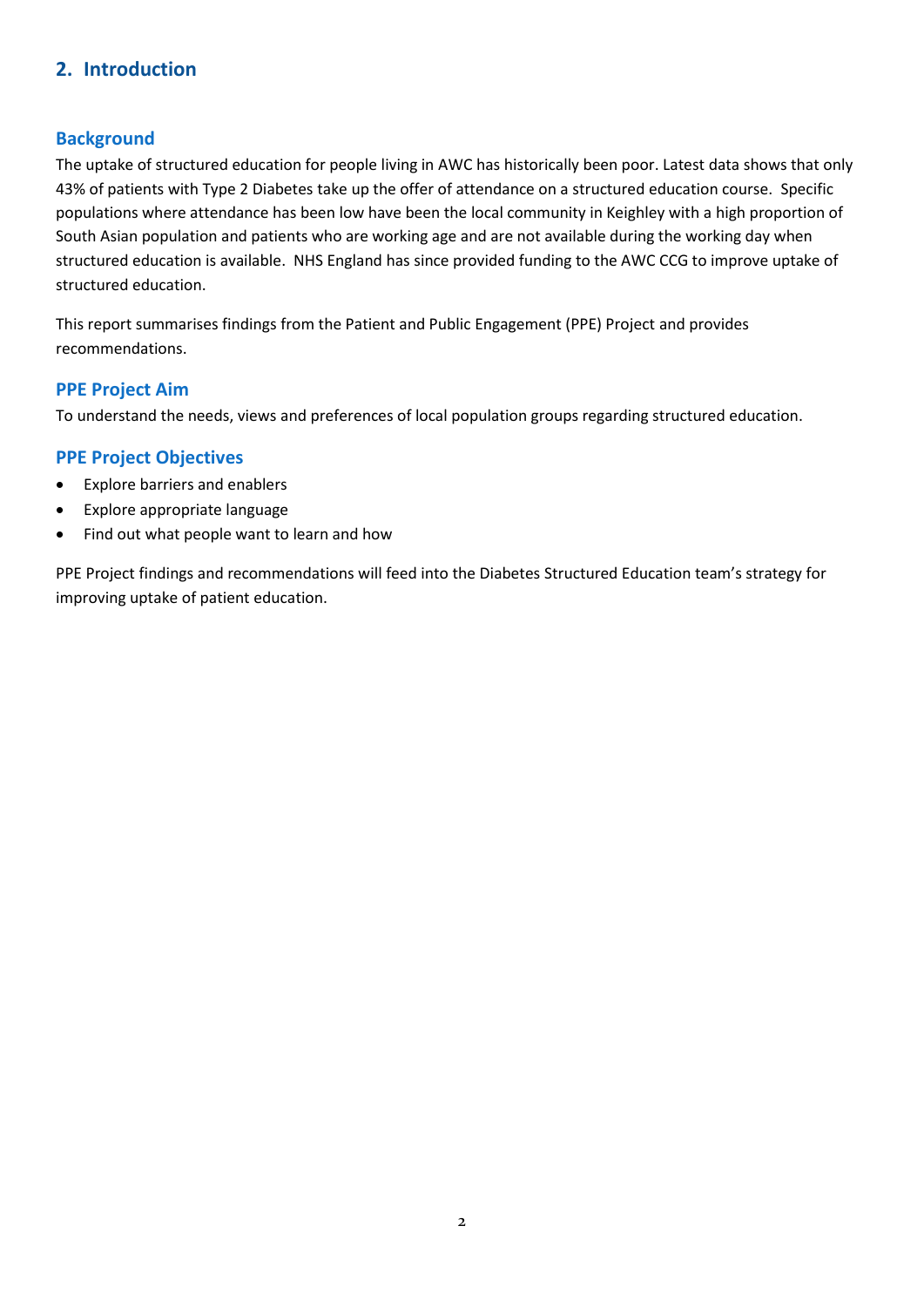## 2. Introduction

### Background

The uptake of structured education for people living in AWC has historically been poor. Latest data shows that only 43% of patients with Type 2 Diabetes take up the offer of attendance on a structured education course. Specific populations where attendance has been low have been the local community in Keighley with a high proportion of South Asian population and patients who are working age and are not available during the working day when structured education is available. NHS England has since provided funding to the AWC CCG to improve uptake of structured education.

This report summarises findings from the Patient and Public Engagement (PPE) Project and provides recommendations.

### PPE Project Aim

To understand the needs, views and preferences of local population groups regarding structured education.

### PPE Project Objectives

- Explore barriers and enablers
- Explore appropriate language
- Find out what people want to learn and how

PPE Project findings and recommendations will feed into the Diabetes Structured Education team's strategy for improving uptake of patient education.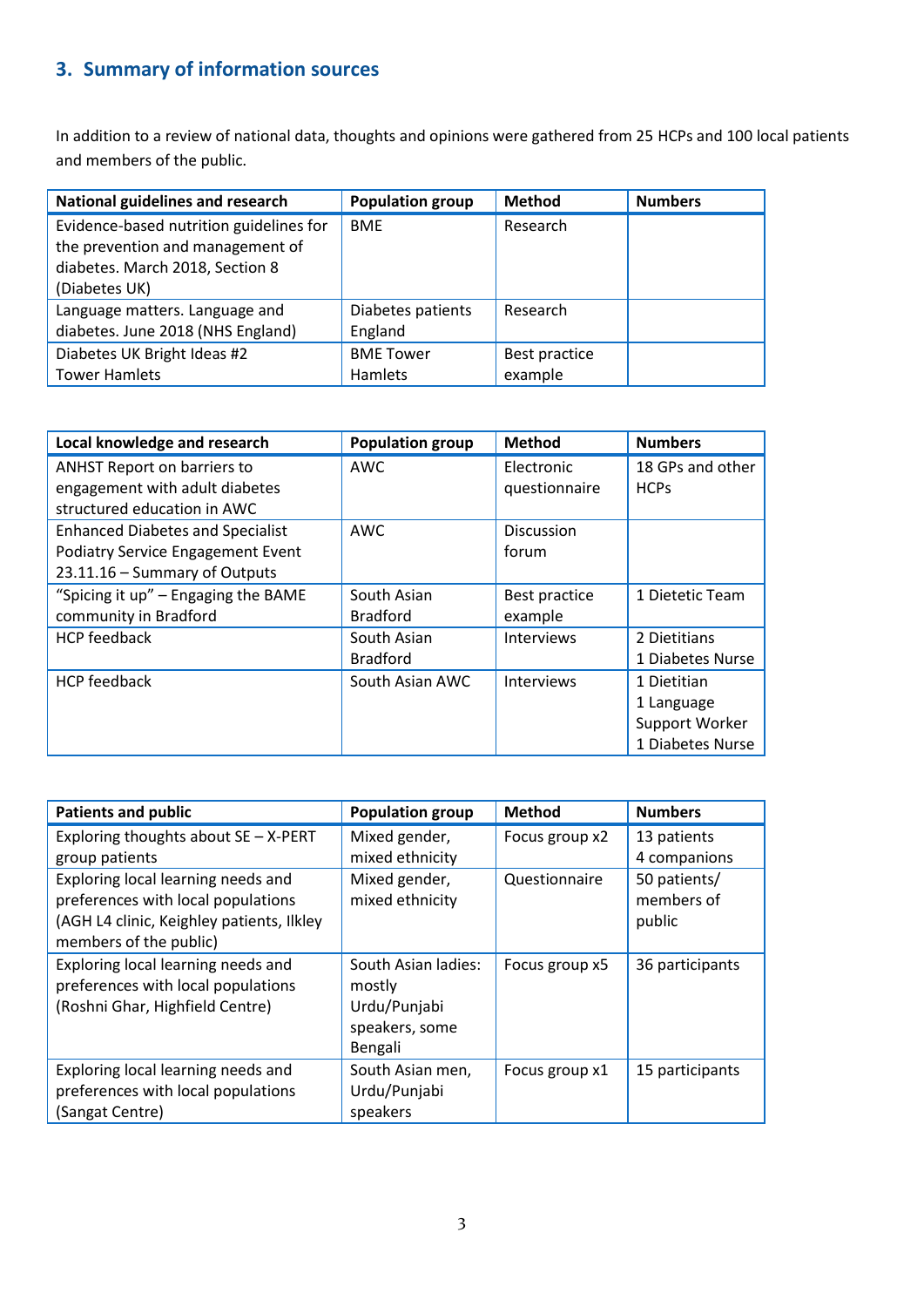## 3. Summary of information sources

In addition to a review of national data, thoughts and opinions were gathered from 25 HCPs and 100 local patients and members of the public.

| National guidelines and research | Population group | Method | Numbers |
|---|---|---|---|
| Evidence-based nutrition guidelines for the prevention and management of diabetes. March 2018, Section 8 (Diabetes UK) | BME | Research | |
| Language matters. Language and diabetes. June 2018 (NHS England) | Diabetes patients England | Research | |
| Diabetes UK Bright Ideas #2 Tower Hamlets | BME Tower Hamlets | Best practice example | |

| Local knowledge and research | Population group | Method | Numbers |
|---|---|---|---|
| ANHST Report on barriers to engagement with adult diabetes structured education in AWC | AWC | Electronic questionnaire | 18 GPs and other HCPs |
| Enhanced Diabetes and Specialist Podiatry Service Engagement Event 23.11.16 – Summary of Outputs | AWC | Discussion forum | |
| "Spicing it up" – Engaging the BAME community in Bradford | South Asian Bradford | Best practice example | 1 Dietetic Team |
| HCP feedback | South Asian Bradford | Interviews | 2 Dietitians<br>1 Diabetes Nurse |
| HCP feedback | South Asian AWC | Interviews | 1 Dietitian<br>1 Language Support Worker<br>1 Diabetes Nurse |

| Patients and public | Population group | Method | Numbers |
|---|---|---|---|
| Exploring thoughts about SE – X-PERT group patients | Mixed gender, mixed ethnicity | Focus group x2 | 13 patients<br>4 companions |
| Exploring local learning needs and preferences with local populations (AGH L4 clinic, Keighley patients, Ilkley members of the public) | Mixed gender, mixed ethnicity | Questionnaire | 50 patients/ members of public |
| Exploring local learning needs and preferences with local populations (Roshni Ghar, Highfield Centre) | South Asian ladies: mostly Urdu/Punjabi speakers, some Bengali | Focus group x5 | 36 participants |
| Exploring local learning needs and preferences with local populations (Sangat Centre) | South Asian men, Urdu/Punjabi speakers | Focus group x1 | 15 participants |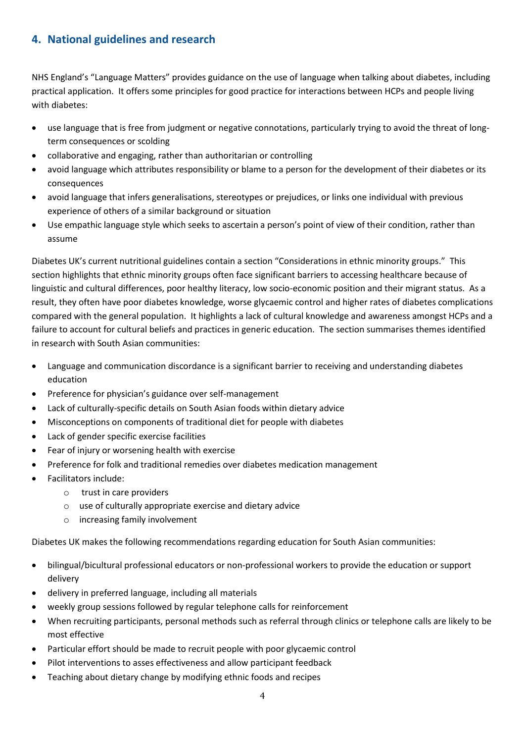## 4. National guidelines and research

NHS England's "Language Matters" provides guidance on the use of language when talking about diabetes, including practical application. It offers some principles for good practice for interactions between HCPs and people living with diabetes:

- use language that is free from judgment or negative connotations, particularly trying to avoid the threat of long-term consequences or scolding
- collaborative and engaging, rather than authoritarian or controlling
- avoid language which attributes responsibility or blame to a person for the development of their diabetes or its consequences
- avoid language that infers generalisations, stereotypes or prejudices, or links one individual with previous experience of others of a similar background or situation
- Use empathic language style which seeks to ascertain a person's point of view of their condition, rather than assume

Diabetes UK's current nutritional guidelines contain a section "Considerations in ethnic minority groups." This section highlights that ethnic minority groups often face significant barriers to accessing healthcare because of linguistic and cultural differences, poor healthy literacy, low socio-economic position and their migrant status. As a result, they often have poor diabetes knowledge, worse glycaemic control and higher rates of diabetes complications compared with the general population. It highlights a lack of cultural knowledge and awareness amongst HCPs and a failure to account for cultural beliefs and practices in generic education. The section summarises themes identified in research with South Asian communities:

- Language and communication discordance is a significant barrier to receiving and understanding diabetes education
- Preference for physician's guidance over self-management
- Lack of culturally-specific details on South Asian foods within dietary advice
- Misconceptions on components of traditional diet for people with diabetes
- Lack of gender specific exercise facilities
- Fear of injury or worsening health with exercise
- Preference for folk and traditional remedies over diabetes medication management
- Facilitators include:
  - trust in care providers
  - use of culturally appropriate exercise and dietary advice
  - increasing family involvement

Diabetes UK makes the following recommendations regarding education for South Asian communities:

- bilingual/bicultural professional educators or non-professional workers to provide the education or support delivery
- delivery in preferred language, including all materials
- weekly group sessions followed by regular telephone calls for reinforcement
- When recruiting participants, personal methods such as referral through clinics or telephone calls are likely to be most effective
- Particular effort should be made to recruit people with poor glycaemic control
- Pilot interventions to asses effectiveness and allow participant feedback
- Teaching about dietary change by modifying ethnic foods and recipes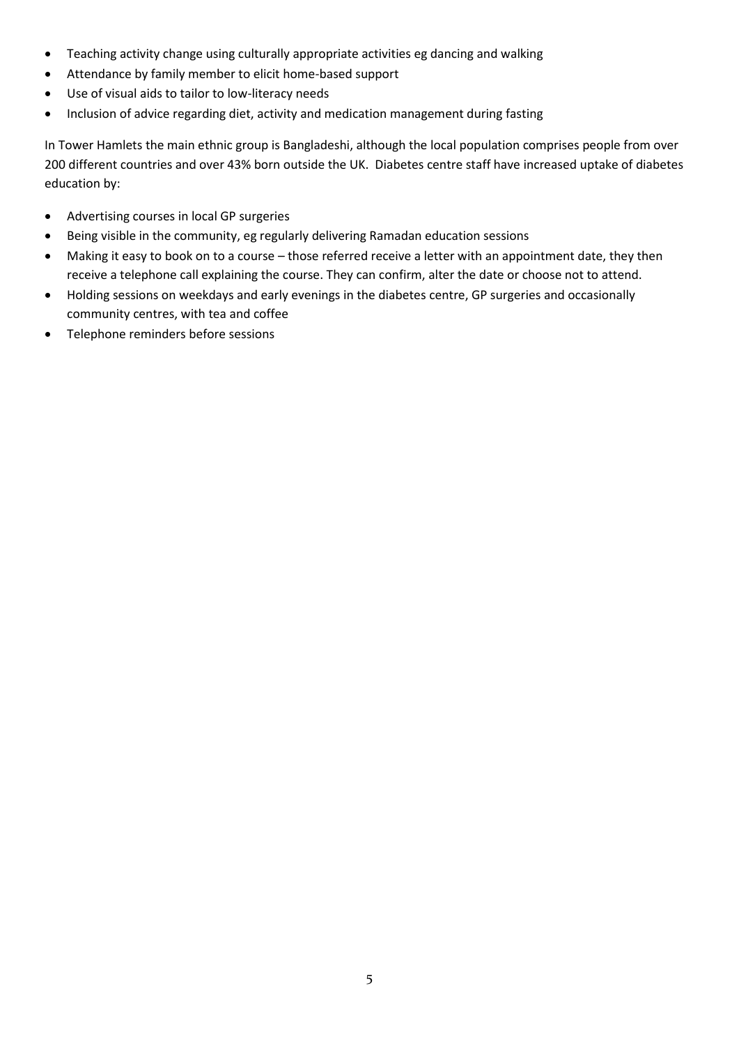- Teaching activity change using culturally appropriate activities eg dancing and walking
- Attendance by family member to elicit home-based support
- Use of visual aids to tailor to low-literacy needs
- Inclusion of advice regarding diet, activity and medication management during fasting

In Tower Hamlets the main ethnic group is Bangladeshi, although the local population comprises people from over 200 different countries and over 43% born outside the UK. Diabetes centre staff have increased uptake of diabetes education by:

- Advertising courses in local GP surgeries
- Being visible in the community, eg regularly delivering Ramadan education sessions
- Making it easy to book on to a course – those referred receive a letter with an appointment date, they then receive a telephone call explaining the course. They can confirm, alter the date or choose not to attend.
- Holding sessions on weekdays and early evenings in the diabetes centre, GP surgeries and occasionally community centres, with tea and coffee
- Telephone reminders before sessions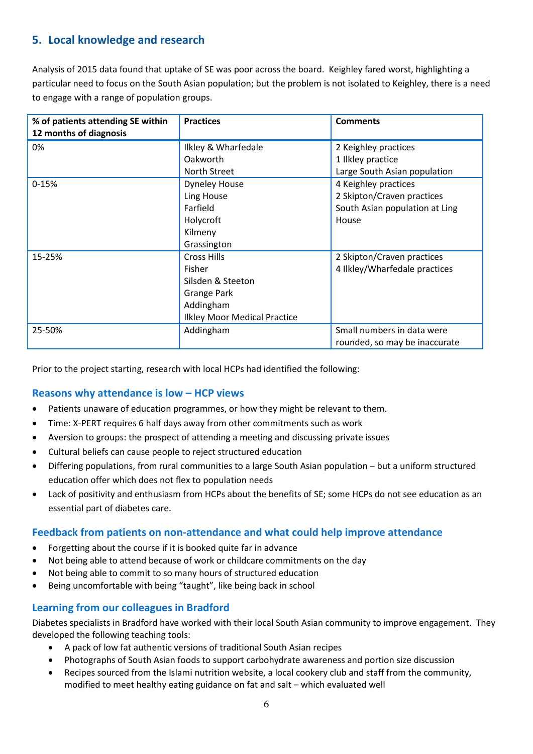## 5. Local knowledge and research

Analysis of 2015 data found that uptake of SE was poor across the board. Keighley fared worst, highlighting a particular need to focus on the South Asian population; but the problem is not isolated to Keighley, there is a need to engage with a range of population groups.

| % of patients attending SE within 12 months of diagnosis | Practices | Comments |
|---|---|---|
| 0% | Ilkley & Wharfedale<br>Oakworth<br>North Street | 2 Keighley practices<br>1 Ilkley practice<br>Large South Asian population |
| 0-15% | Dyneley House<br>Ling House<br>Farfield<br>Holycroft<br>Kilmeny<br>Grassington | 4 Keighley practices<br>2 Skipton/Craven practices<br>South Asian population at Ling House |
| 15-25% | Cross Hills<br>Fisher<br>Silsden & Steeton<br>Grange Park<br>Addingham<br>Ilkley Moor Medical Practice | 2 Skipton/Craven practices<br>4 Ilkley/Wharfedale practices |
| 25-50% | Addingham | Small numbers in data were rounded, so may be inaccurate |

Prior to the project starting, research with local HCPs had identified the following:

### Reasons why attendance is low – HCP views

- Patients unaware of education programmes, or how they might be relevant to them.
- Time: X-PERT requires 6 half days away from other commitments such as work
- Aversion to groups: the prospect of attending a meeting and discussing private issues
- Cultural beliefs can cause people to reject structured education
- Differing populations, from rural communities to a large South Asian population – but a uniform structured education offer which does not flex to population needs
- Lack of positivity and enthusiasm from HCPs about the benefits of SE; some HCPs do not see education as an essential part of diabetes care.

### Feedback from patients on non-attendance and what could help improve attendance

- Forgetting about the course if it is booked quite far in advance
- Not being able to attend because of work or childcare commitments on the day
- Not being able to commit to so many hours of structured education
- Being uncomfortable with being "taught", like being back in school

### Learning from our colleagues in Bradford

Diabetes specialists in Bradford have worked with their local South Asian community to improve engagement. They developed the following teaching tools:

- A pack of low fat authentic versions of traditional South Asian recipes
- Photographs of South Asian foods to support carbohydrate awareness and portion size discussion
- Recipes sourced from the Islami nutrition website, a local cookery club and staff from the community, modified to meet healthy eating guidance on fat and salt – which evaluated well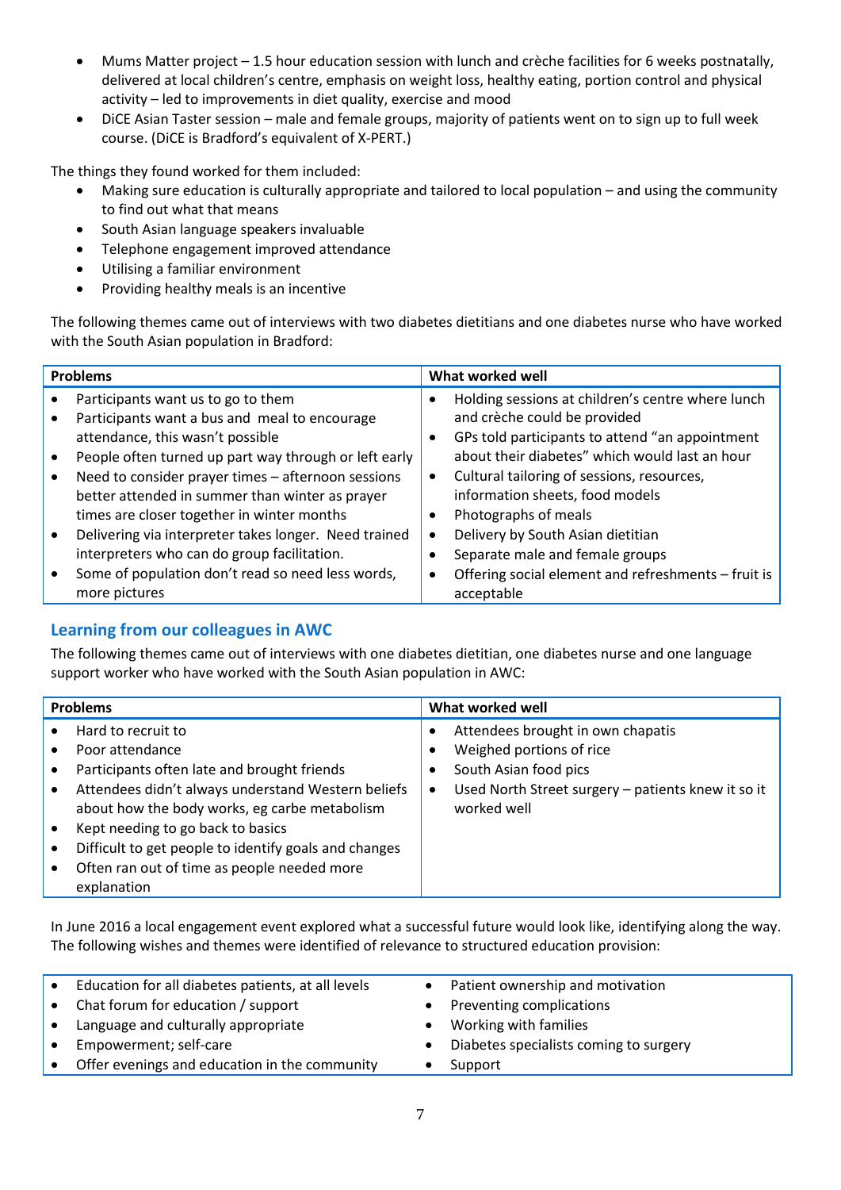- Mums Matter project – 1.5 hour education session with lunch and crèche facilities for 6 weeks postnatally, delivered at local children's centre, emphasis on weight loss, healthy eating, portion control and physical activity – led to improvements in diet quality, exercise and mood
- DiCE Asian Taster session – male and female groups, majority of patients went on to sign up to full week course. (DiCE is Bradford's equivalent of X-PERT.)

The things they found worked for them included:

- Making sure education is culturally appropriate and tailored to local population – and using the community to find out what that means
- South Asian language speakers invaluable
- Telephone engagement improved attendance
- Utilising a familiar environment
- Providing healthy meals is an incentive

The following themes came out of interviews with two diabetes dietitians and one diabetes nurse who have worked with the South Asian population in Bradford:

| Problems | What worked well |
|---|---|
| • Participants want us to go to them<br>• Participants want a bus and meal to encourage attendance, this wasn't possible<br>• People often turned up part way through or left early<br>• Need to consider prayer times – afternoon sessions better attended in summer than winter as prayer times are closer together in winter months<br>• Delivering via interpreter takes longer. Need trained interpreters who can do group facilitation.<br>• Some of population don't read so need less words, more pictures | • Holding sessions at children's centre where lunch and crèche could be provided<br>• GPs told participants to attend "an appointment about their diabetes" which would last an hour<br>• Cultural tailoring of sessions, resources, information sheets, food models<br>• Photographs of meals<br>• Delivery by South Asian dietitian<br>• Separate male and female groups<br>• Offering social element and refreshments – fruit is acceptable |

## Learning from our colleagues in AWC

The following themes came out of interviews with one diabetes dietitian, one diabetes nurse and one language support worker who have worked with the South Asian population in AWC:

| Problems | What worked well |
|---|---|
| • Hard to recruit to<br>• Poor attendance<br>• Participants often late and brought friends<br>• Attendees didn't always understand Western beliefs about how the body works, eg carbe metabolism<br>• Kept needing to go back to basics<br>• Difficult to get people to identify goals and changes<br>• Often ran out of time as people needed more explanation | • Attendees brought in own chapatis<br>• Weighed portions of rice<br>• South Asian food pics<br>• Used North Street surgery – patients knew it so it worked well |

In June 2016 a local engagement event explored what a successful future would look like, identifying along the way. The following wishes and themes were identified of relevance to structured education provision:

| | |
|---|---|
| • Education for all diabetes patients, at all levels | • Patient ownership and motivation |
| • Chat forum for education / support | • Preventing complications |
| • Language and culturally appropriate | • Working with families |
| • Empowerment; self-care | • Diabetes specialists coming to surgery |
| • Offer evenings and education in the community | • Support |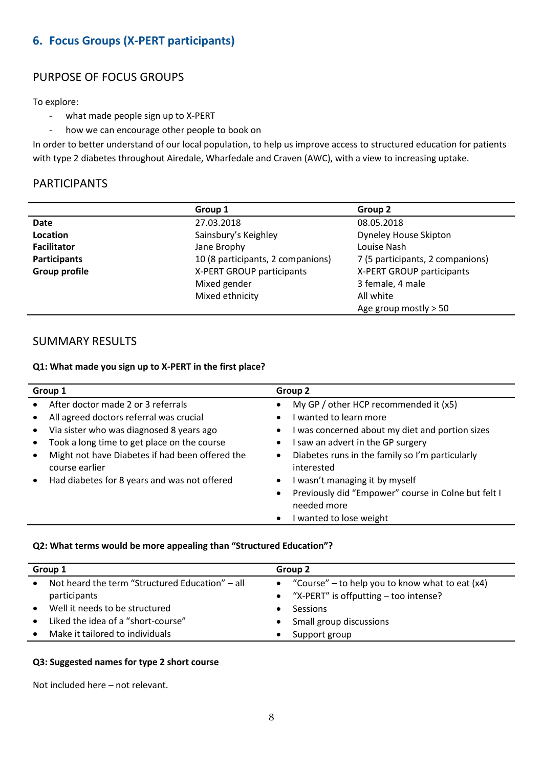## 6. Focus Groups (X-PERT participants)

### PURPOSE OF FOCUS GROUPS

To explore:

- what made people sign up to X-PERT
- how we can encourage other people to book on

In order to better understand of our local population, to help us improve access to structured education for patients with type 2 diabetes throughout Airedale, Wharfedale and Craven (AWC), with a view to increasing uptake.

### PARTICIPANTS

| | Group 1 | Group 2 |
|---|---|---|
| **Date** | 27.03.2018 | 08.05.2018 |
| **Location** | Sainsbury's Keighley | Dyneley House Skipton |
| **Facilitator** | Jane Brophy | Louise Nash |
| **Participants** | 10 (8 participants, 2 companions) | 7 (5 participants, 2 companions) |
| **Group profile** | X-PERT GROUP participants<br>Mixed gender<br>Mixed ethnicity | X-PERT GROUP participants<br>3 female, 4 male<br>All white<br>Age group mostly > 50 |

### SUMMARY RESULTS

**Q1: What made you sign up to X-PERT in the first place?**

| Group 1 | Group 2 |
|---|---|
| • After doctor made 2 or 3 referrals<br>• All agreed doctors referral was crucial<br>• Via sister who was diagnosed 8 years ago<br>• Took a long time to get place on the course<br>• Might not have Diabetes if had been offered the course earlier<br>• Had diabetes for 8 years and was not offered | • My GP / other HCP recommended it (x5)<br>• I wanted to learn more<br>• I was concerned about my diet and portion sizes<br>• I saw an advert in the GP surgery<br>• Diabetes runs in the family so I'm particularly interested<br>• I wasn't managing it by myself<br>• Previously did "Empower" course in Colne but felt I needed more<br>• I wanted to lose weight |

**Q2: What terms would be more appealing than "Structured Education"?**

| Group 1 | Group 2 |
|---|---|
| • Not heard the term "Structured Education" – all participants<br>• Well it needs to be structured<br>• Liked the idea of a "short-course"<br>• Make it tailored to individuals | • "Course" – to help you to know what to eat (x4)<br>• "X-PERT" is offputting – too intense?<br>• Sessions<br>• Small group discussions<br>• Support group |

**Q3: Suggested names for type 2 short course**

Not included here – not relevant.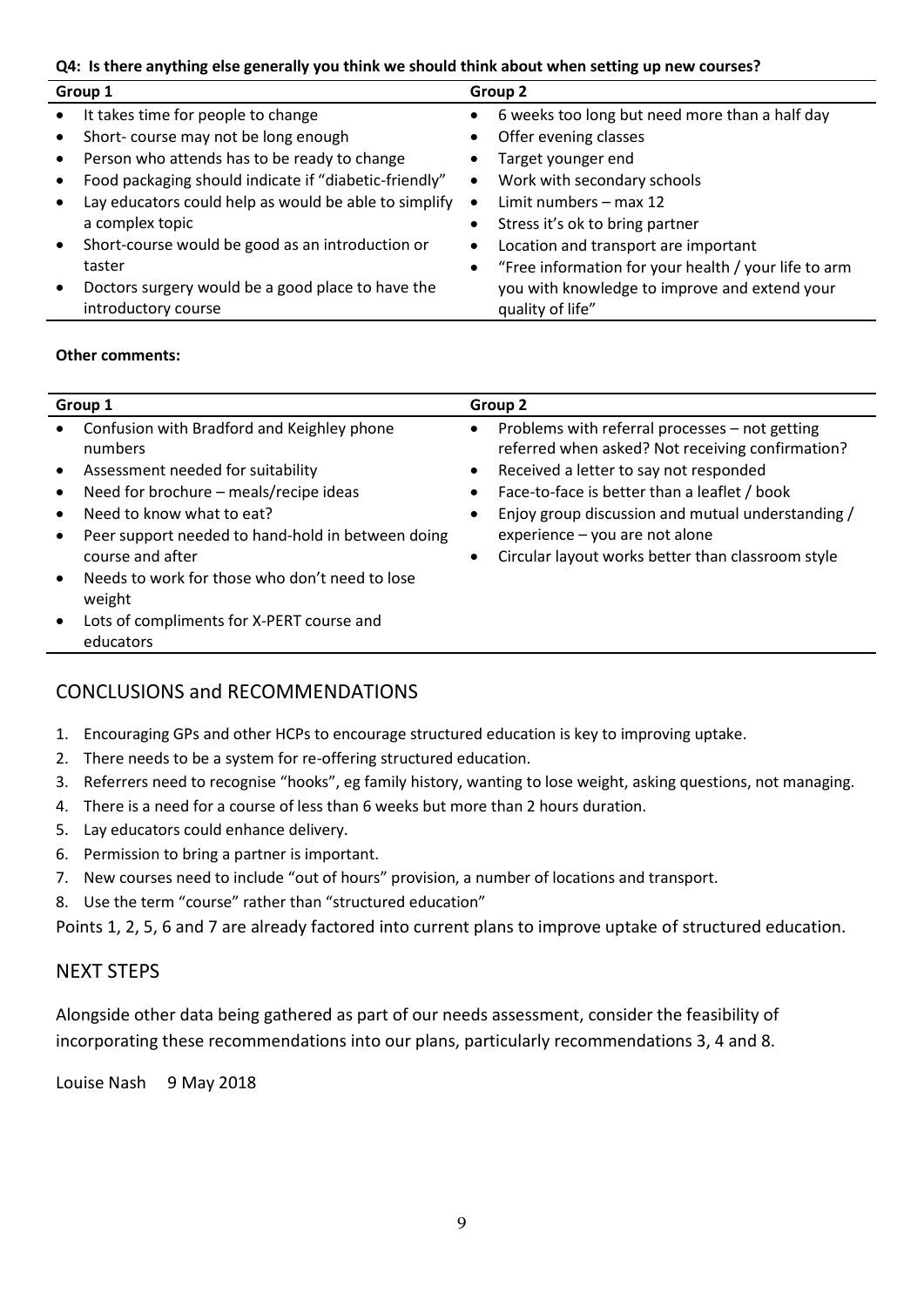**Q4: Is there anything else generally you think we should think about when setting up new courses?**

| Group 1 | Group 2 |
| --- | --- |
| • It takes time for people to change<br>• Short- course may not be long enough<br>• Person who attends has to be ready to change<br>• Food packaging should indicate if "diabetic-friendly"<br>• Lay educators could help as would be able to simplify a complex topic<br>• Short-course would be good as an introduction or taster<br>• Doctors surgery would be a good place to have the introductory course | • 6 weeks too long but need more than a half day<br>• Offer evening classes<br>• Target younger end<br>• Work with secondary schools<br>• Limit numbers – max 12<br>• Stress it's ok to bring partner<br>• Location and transport are important<br>• "Free information for your health / your life to arm you with knowledge to improve and extend your quality of life" |

**Other comments:**

| Group 1 | Group 2 |
| --- | --- |
| • Confusion with Bradford and Keighley phone numbers<br>• Assessment needed for suitability<br>• Need for brochure – meals/recipe ideas<br>• Need to know what to eat?<br>• Peer support needed to hand-hold in between doing course and after<br>• Needs to work for those who don't need to lose weight<br>• Lots of compliments for X-PERT course and educators | • Problems with referral processes – not getting referred when asked? Not receiving confirmation?<br>• Received a letter to say not responded<br>• Face-to-face is better than a leaflet / book<br>• Enjoy group discussion and mutual understanding / experience – you are not alone<br>• Circular layout works better than classroom style |

## CONCLUSIONS and RECOMMENDATIONS

1. Encouraging GPs and other HCPs to encourage structured education is key to improving uptake.
2. There needs to be a system for re-offering structured education.
3. Referrers need to recognise "hooks", eg family history, wanting to lose weight, asking questions, not managing.
4. There is a need for a course of less than 6 weeks but more than 2 hours duration.
5. Lay educators could enhance delivery.
6. Permission to bring a partner is important.
7. New courses need to include "out of hours" provision, a number of locations and transport.
8. Use the term "course" rather than "structured education"

Points 1, 2, 5, 6 and 7 are already factored into current plans to improve uptake of structured education.

## NEXT STEPS

Alongside other data being gathered as part of our needs assessment, consider the feasibility of incorporating these recommendations into our plans, particularly recommendations 3, 4 and 8.

Louise Nash 9 May 2018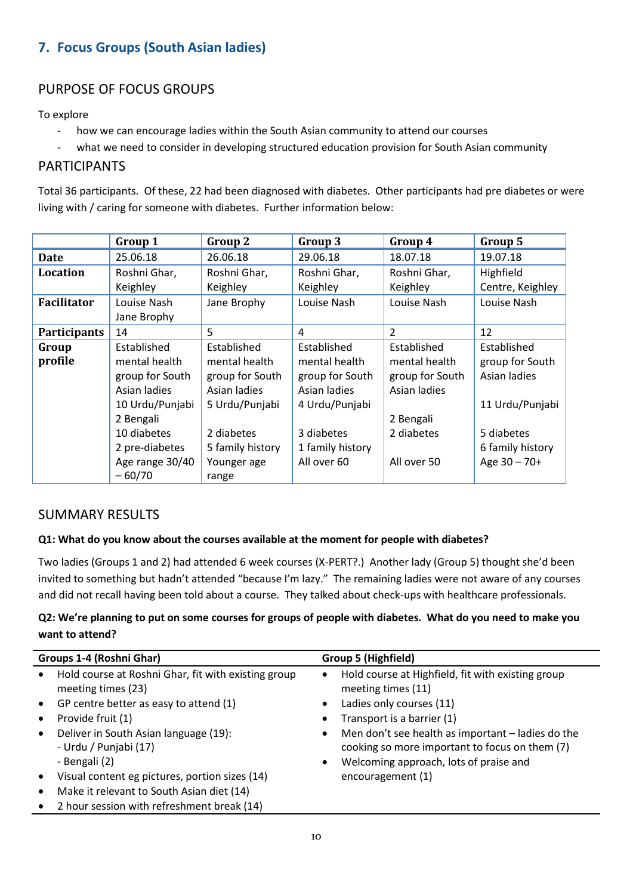## 7. Focus Groups (South Asian ladies)

### PURPOSE OF FOCUS GROUPS

To explore

- how we can encourage ladies within the South Asian community to attend our courses
- what we need to consider in developing structured education provision for South Asian community

### PARTICIPANTS

Total 36 participants. Of these, 22 had been diagnosed with diabetes. Other participants had pre diabetes or were living with / caring for someone with diabetes. Further information below:

| | Group 1 | Group 2 | Group 3 | Group 4 | Group 5 |
|---|---|---|---|---|---|
| **Date** | 25.06.18 | 26.06.18 | 29.06.18 | 18.07.18 | 19.07.18 |
| **Location** | Roshni Ghar, Keighley | Roshni Ghar, Keighley | Roshni Ghar, Keighley | Roshni Ghar, Keighley | Highfield Centre, Keighley |
| **Facilitator** | Louise Nash<br>Jane Brophy | Jane Brophy | Louise Nash | Louise Nash | Louise Nash |
| **Participants** | 14 | 5 | 4 | 2 | 12 |
| **Group profile** | Established mental health group for South Asian ladies<br>10 Urdu/Punjabi<br>2 Bengali<br>10 diabetes<br>2 pre-diabetes<br>Age range 30/40 – 60/70 | Established mental health group for South Asian ladies<br>5 Urdu/Punjabi<br><br>2 diabetes<br>5 family history<br>Younger age range | Established mental health group for South Asian ladies<br>4 Urdu/Punjabi<br><br>3 diabetes<br>1 family history<br>All over 60 | Established mental health group for South Asian ladies<br><br>2 Bengali<br>2 diabetes<br><br>All over 50 | Established group for South Asian ladies<br><br>11 Urdu/Punjabi<br><br>5 diabetes<br>6 family history<br>Age 30 – 70+ |

### SUMMARY RESULTS

**Q1: What do you know about the courses available at the moment for people with diabetes?**

Two ladies (Groups 1 and 2) had attended 6 week courses (X-PERT?.) Another lady (Group 5) thought she'd been invited to something but hadn't attended "because I'm lazy." The remaining ladies were not aware of any courses and did not recall having been told about a course. They talked about check-ups with healthcare professionals.

**Q2: We're planning to put on some courses for groups of people with diabetes. What do you need to make you want to attend?**

| Groups 1-4 (Roshni Ghar) | Group 5 (Highfield) |
|---|---|
| • Hold course at Roshni Ghar, fit with existing group meeting times (23)<br>• GP centre better as easy to attend (1)<br>• Provide fruit (1)<br>• Deliver in South Asian language (19):<br>&nbsp;&nbsp;- Urdu / Punjabi (17)<br>&nbsp;&nbsp;- Bengali (2)<br>• Visual content eg pictures, portion sizes (14)<br>• Make it relevant to South Asian diet (14)<br>• 2 hour session with refreshment break (14) | • Hold course at Highfield, fit with existing group meeting times (11)<br>• Ladies only courses (11)<br>• Transport is a barrier (1)<br>• Men don't see health as important – ladies do the cooking so more important to focus on them (7)<br>• Welcoming approach, lots of praise and encouragement (1) |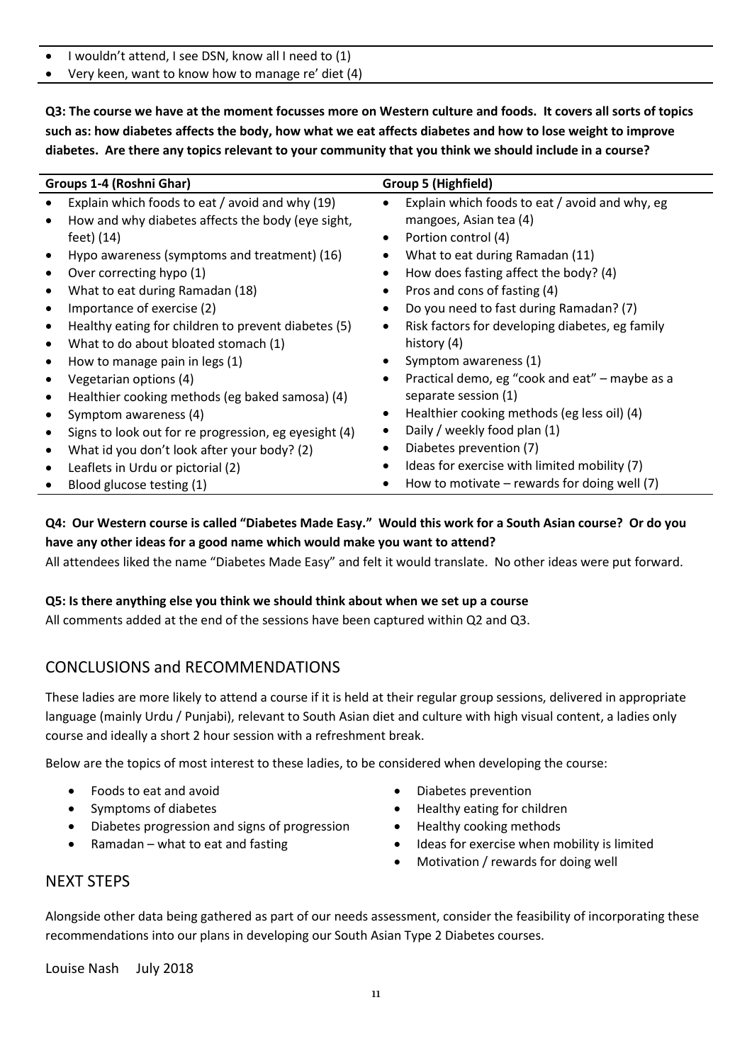- I wouldn't attend, I see DSN, know all I need to (1)
- Very keen, want to know how to manage re' diet (4)

**Q3: The course we have at the moment focusses more on Western culture and foods. It covers all sorts of topics such as: how diabetes affects the body, how what we eat affects diabetes and how to lose weight to improve diabetes. Are there any topics relevant to your community that you think we should include in a course?**

| Groups 1-4 (Roshni Ghar) | Group 5 (Highfield) |
|---|---|
| • Explain which foods to eat / avoid and why (19)<br>• How and why diabetes affects the body (eye sight, feet) (14)<br>• Hypo awareness (symptoms and treatment) (16)<br>• Over correcting hypo (1)<br>• What to eat during Ramadan (18)<br>• Importance of exercise (2)<br>• Healthy eating for children to prevent diabetes (5)<br>• What to do about bloated stomach (1)<br>• How to manage pain in legs (1)<br>• Vegetarian options (4)<br>• Healthier cooking methods (eg baked samosa) (4)<br>• Symptom awareness (4)<br>• Signs to look out for re progression, eg eyesight (4)<br>• What id you don't look after your body? (2)<br>• Leaflets in Urdu or pictorial (2)<br>• Blood glucose testing (1) | • Explain which foods to eat / avoid and why, eg mangoes, Asian tea (4)<br>• Portion control (4)<br>• What to eat during Ramadan (11)<br>• How does fasting affect the body? (4)<br>• Pros and cons of fasting (4)<br>• Do you need to fast during Ramadan? (7)<br>• Risk factors for developing diabetes, eg family history (4)<br>• Symptom awareness (1)<br>• Practical demo, eg "cook and eat" – maybe as a separate session (1)<br>• Healthier cooking methods (eg less oil) (4)<br>• Daily / weekly food plan (1)<br>• Diabetes prevention (7)<br>• Ideas for exercise with limited mobility (7)<br>• How to motivate – rewards for doing well (7) |

**Q4: Our Western course is called "Diabetes Made Easy." Would this work for a South Asian course? Or do you have any other ideas for a good name which would make you want to attend?**

All attendees liked the name "Diabetes Made Easy" and felt it would translate. No other ideas were put forward.

**Q5: Is there anything else you think we should think about when we set up a course**

All comments added at the end of the sessions have been captured within Q2 and Q3.

## CONCLUSIONS and RECOMMENDATIONS

These ladies are more likely to attend a course if it is held at their regular group sessions, delivered in appropriate language (mainly Urdu / Punjabi), relevant to South Asian diet and culture with high visual content, a ladies only course and ideally a short 2 hour session with a refreshment break.

Below are the topics of most interest to these ladies, to be considered when developing the course:

- Foods to eat and avoid
- Symptoms of diabetes
- Diabetes progression and signs of progression
- Ramadan – what to eat and fasting
- Diabetes prevention
- Healthy eating for children
- Healthy cooking methods
- Ideas for exercise when mobility is limited
- Motivation / rewards for doing well

## NEXT STEPS

Alongside other data being gathered as part of our needs assessment, consider the feasibility of incorporating these recommendations into our plans in developing our South Asian Type 2 Diabetes courses.

Louise Nash July 2018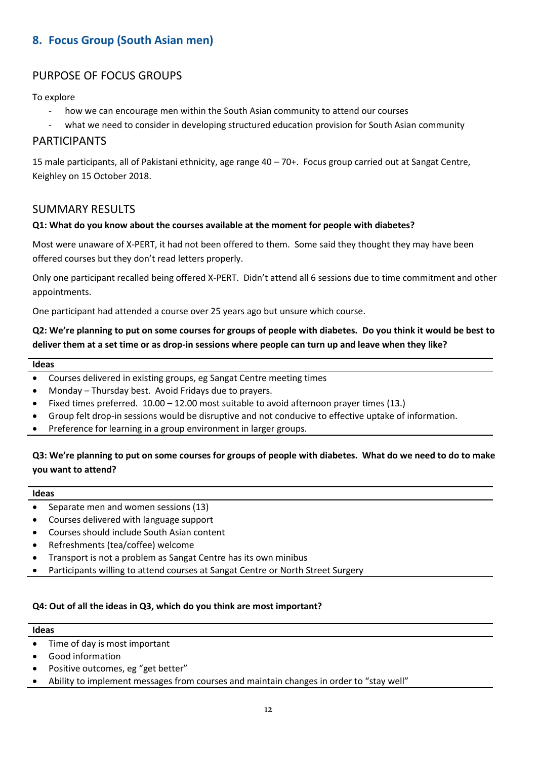## 8. Focus Group (South Asian men)

### PURPOSE OF FOCUS GROUPS

To explore

- how we can encourage men within the South Asian community to attend our courses
- what we need to consider in developing structured education provision for South Asian community

### PARTICIPANTS

15 male participants, all of Pakistani ethnicity, age range 40 – 70+. Focus group carried out at Sangat Centre, Keighley on 15 October 2018.

### SUMMARY RESULTS

**Q1: What do you know about the courses available at the moment for people with diabetes?**

Most were unaware of X-PERT, it had not been offered to them. Some said they thought they may have been offered courses but they don't read letters properly.

Only one participant recalled being offered X-PERT. Didn't attend all 6 sessions due to time commitment and other appointments.

One participant had attended a course over 25 years ago but unsure which course.

**Q2: We're planning to put on some courses for groups of people with diabetes. Do you think it would be best to deliver them at a set time or as drop-in sessions where people can turn up and leave when they like?**

| Ideas |
| --- |
| • Courses delivered in existing groups, eg Sangat Centre meeting times<br>• Monday – Thursday best. Avoid Fridays due to prayers.<br>• Fixed times preferred. 10.00 – 12.00 most suitable to avoid afternoon prayer times (13.)<br>• Group felt drop-in sessions would be disruptive and not conducive to effective uptake of information.<br>• Preference for learning in a group environment in larger groups. |

**Q3: We're planning to put on some courses for groups of people with diabetes. What do we need to do to make you want to attend?**

| Ideas |
| --- |
| • Separate men and women sessions (13)<br>• Courses delivered with language support<br>• Courses should include South Asian content<br>• Refreshments (tea/coffee) welcome<br>• Transport is not a problem as Sangat Centre has its own minibus<br>• Participants willing to attend courses at Sangat Centre or North Street Surgery |

**Q4: Out of all the ideas in Q3, which do you think are most important?**

| Ideas |
| --- |
| • Time of day is most important<br>• Good information<br>• Positive outcomes, eg "get better"<br>• Ability to implement messages from courses and maintain changes in order to "stay well" |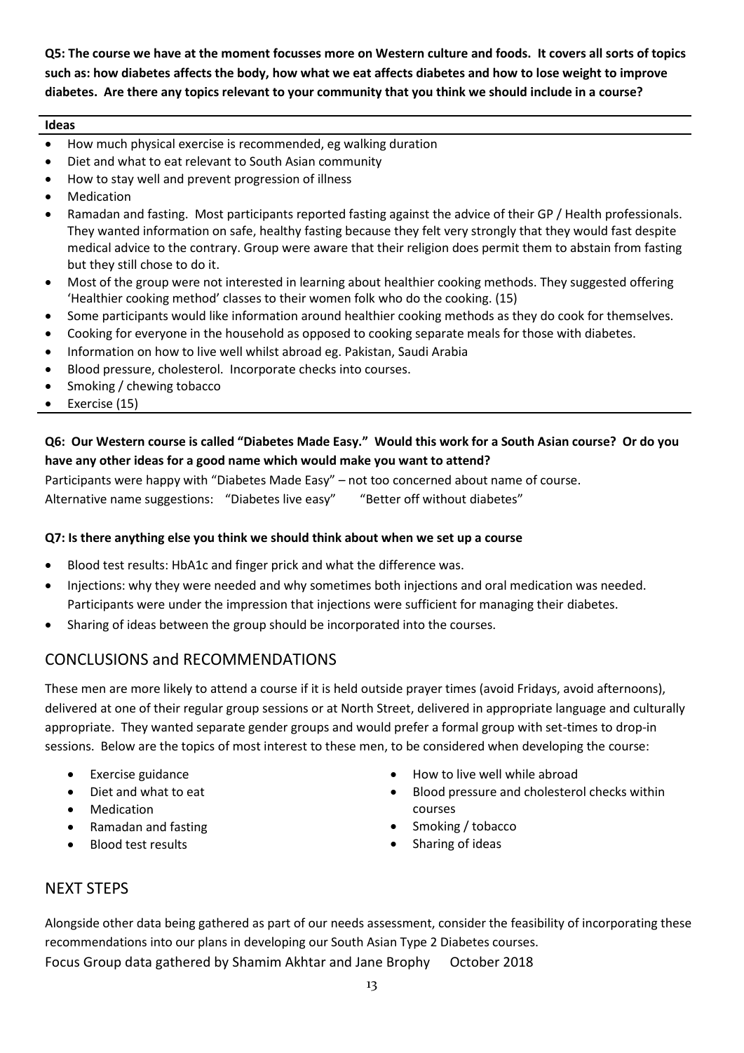**Q5: The course we have at the moment focusses more on Western culture and foods. It covers all sorts of topics such as: how diabetes affects the body, how what we eat affects diabetes and how to lose weight to improve diabetes. Are there any topics relevant to your community that you think we should include in a course?**

**Ideas**

- How much physical exercise is recommended, eg walking duration
- Diet and what to eat relevant to South Asian community
- How to stay well and prevent progression of illness
- Medication
- Ramadan and fasting. Most participants reported fasting against the advice of their GP / Health professionals. They wanted information on safe, healthy fasting because they felt very strongly that they would fast despite medical advice to the contrary. Group were aware that their religion does permit them to abstain from fasting but they still chose to do it.
- Most of the group were not interested in learning about healthier cooking methods. They suggested offering 'Healthier cooking method' classes to their women folk who do the cooking. (15)
- Some participants would like information around healthier cooking methods as they do cook for themselves.
- Cooking for everyone in the household as opposed to cooking separate meals for those with diabetes.
- Information on how to live well whilst abroad eg. Pakistan, Saudi Arabia
- Blood pressure, cholesterol. Incorporate checks into courses.
- Smoking / chewing tobacco
- Exercise (15)

**Q6: Our Western course is called "Diabetes Made Easy." Would this work for a South Asian course? Or do you have any other ideas for a good name which would make you want to attend?**

Participants were happy with "Diabetes Made Easy" – not too concerned about name of course.
Alternative name suggestions: "Diabetes live easy" "Better off without diabetes"

**Q7: Is there anything else you think we should think about when we set up a course**

- Blood test results: HbA1c and finger prick and what the difference was.
- Injections: why they were needed and why sometimes both injections and oral medication was needed. Participants were under the impression that injections were sufficient for managing their diabetes.
- Sharing of ideas between the group should be incorporated into the courses.

## CONCLUSIONS and RECOMMENDATIONS

These men are more likely to attend a course if it is held outside prayer times (avoid Fridays, avoid afternoons), delivered at one of their regular group sessions or at North Street, delivered in appropriate language and culturally appropriate. They wanted separate gender groups and would prefer a formal group with set-times to drop-in sessions. Below are the topics of most interest to these men, to be considered when developing the course:

- Exercise guidance
- Diet and what to eat
- Medication
- Ramadan and fasting
- Blood test results
- How to live well while abroad
- Blood pressure and cholesterol checks within courses
- Smoking / tobacco
- Sharing of ideas

## NEXT STEPS

Alongside other data being gathered as part of our needs assessment, consider the feasibility of incorporating these recommendations into our plans in developing our South Asian Type 2 Diabetes courses.

Focus Group data gathered by Shamim Akhtar and Jane Brophy October 2018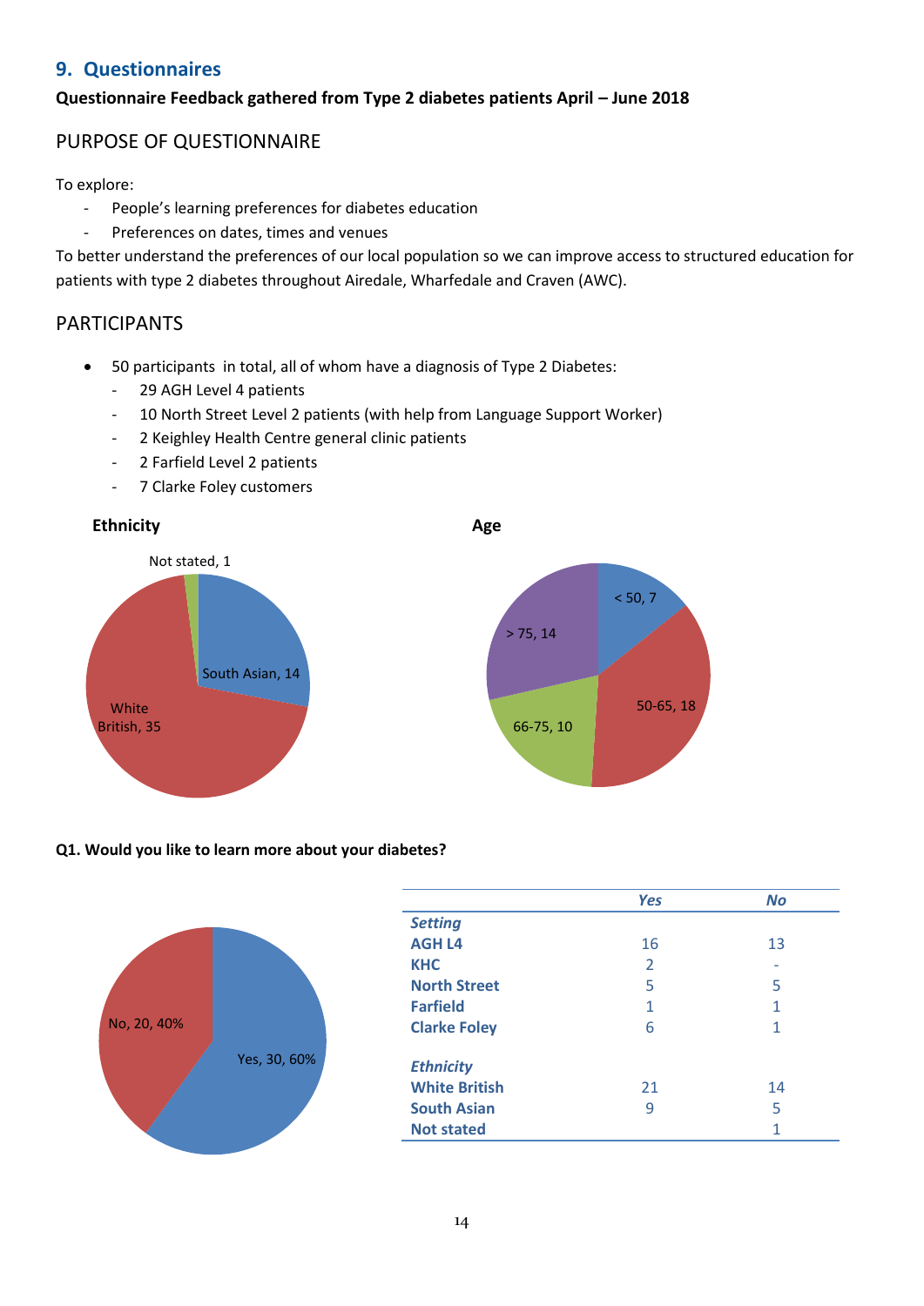## 9. Questionnaires

**Questionnaire Feedback gathered from Type 2 diabetes patients April – June 2018**

### PURPOSE OF QUESTIONNAIRE

To explore:

- People's learning preferences for diabetes education
- Preferences on dates, times and venues

To better understand the preferences of our local population so we can improve access to structured education for patients with type 2 diabetes throughout Airedale, Wharfedale and Craven (AWC).

### PARTICIPANTS

- 50 participants in total, all of whom have a diagnosis of Type 2 Diabetes:
  - 29 AGH Level 4 patients
  - 10 North Street Level 2 patients (with help from Language Support Worker)
  - 2 Keighley Health Centre general clinic patients
  - 2 Farfield Level 2 patients
  - 7 Clarke Foley customers

**Ethnicity**

Not stated, 1
South Asian, 14
White British, 35

**Age**

< 50, 7
50-65, 18
66-75, 10
> 75, 14

**Q1. Would you like to learn more about your diabetes?**

No, 20, 40%
Yes, 30, 60%

| | *Yes* | *No* |
|---|---|---|
| ***Setting*** | | |
| **AGH L4** | 16 | 13 |
| **KHC** | 2 | - |
| **North Street** | 5 | 5 |
| **Farfield** | 1 | 1 |
| **Clarke Foley** | 6 | 1 |
| ***Ethnicity*** | | |
| **White British** | 21 | 14 |
| **South Asian** | 9 | 5 |
| **Not stated** | | 1 |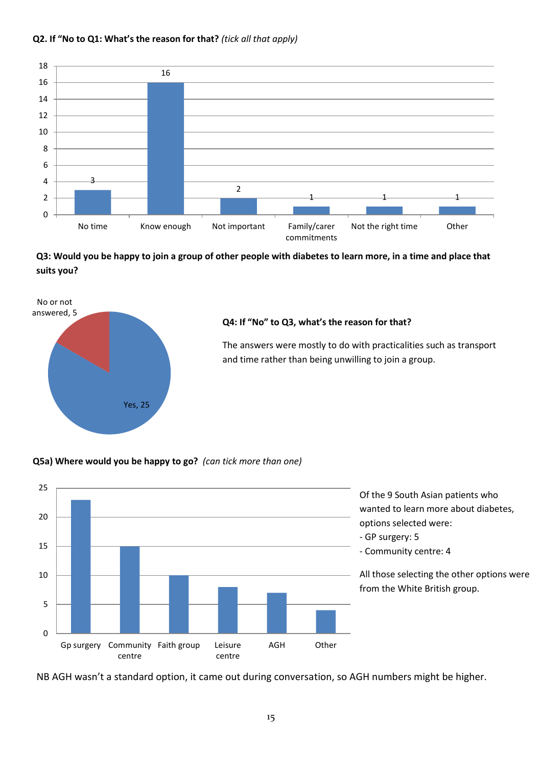**Q2. If "No to Q1: What's the reason for that?** *(tick all that apply)*

| Reason | Count |
|---|---|
| No time | 3 |
| Know enough | 16 |
| Not important | 2 |
| Family/carer commitments | 1 |
| Not the right time | 1 |
| Other | 1 |

**Q3: Would you be happy to join a group of other people with diabetes to learn more, in a time and place that suits you?**

| Response | Count |
|---|---|
| Yes | 25 |
| No or not answered | 5 |

**Q4: If "No" to Q3, what's the reason for that?**

The answers were mostly to do with practicalities such as transport and time rather than being unwilling to join a group.

**Q5a) Where would you be happy to go?** *(can tick more than one)*

| Location | Count |
|---|---|
| Gp surgery | 23 |
| Community centre | 15 |
| Faith group | 10 |
| Leisure centre | 8 |
| AGH | 7 |
| Other | 4 |

Of the 9 South Asian patients who wanted to learn more about diabetes, options selected were:

- GP surgery: 5
- Community centre: 4

All those selecting the other options were from the White British group.

NB AGH wasn't a standard option, it came out during conversation, so AGH numbers might be higher.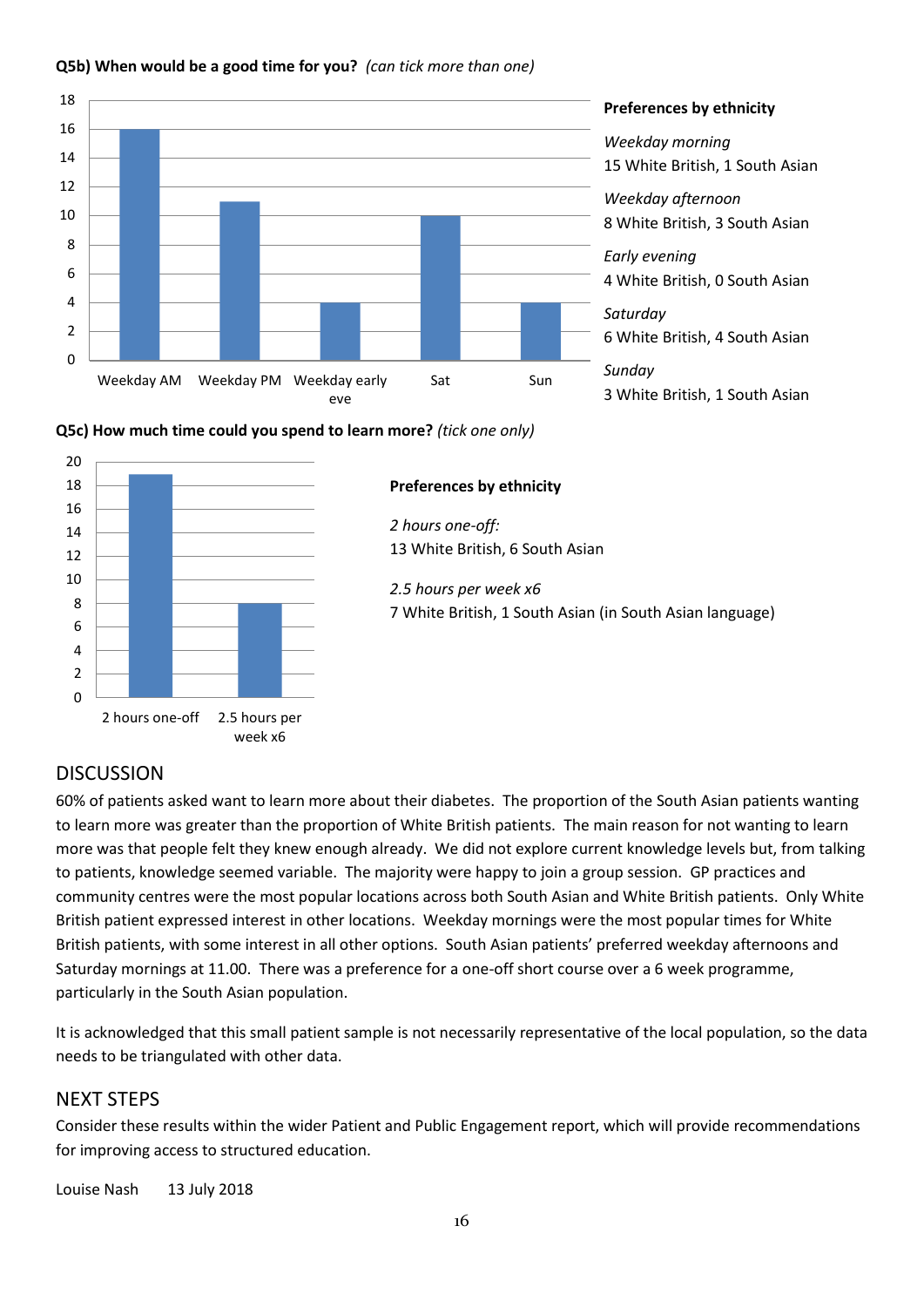**Q5b) When would be a good time for you?** *(can tick more than one)*

| | Weekday AM | Weekday PM | Weekday early eve | Sat | Sun |
|---|---|---|---|---|---|
| Count | 16 | 11 | 4 | 10 | 4 |

**Preferences by ethnicity**

*Weekday morning*
15 White British, 1 South Asian

*Weekday afternoon*
8 White British, 3 South Asian

*Early evening*
4 White British, 0 South Asian

*Saturday*
6 White British, 4 South Asian

*Sunday*
3 White British, 1 South Asian

**Q5c) How much time could you spend to learn more?** *(tick one only)*

| | 2 hours one-off | 2.5 hours per week x6 |
|---|---|---|
| Count | 19 | 8 |

**Preferences by ethnicity**

*2 hours one-off:*
13 White British, 6 South Asian

*2.5 hours per week x6*
7 White British, 1 South Asian (in South Asian language)

## DISCUSSION

60% of patients asked want to learn more about their diabetes. The proportion of the South Asian patients wanting to learn more was greater than the proportion of White British patients. The main reason for not wanting to learn more was that people felt they knew enough already. We did not explore current knowledge levels but, from talking to patients, knowledge seemed variable. The majority were happy to join a group session. GP practices and community centres were the most popular locations across both South Asian and White British patients. Only White British patient expressed interest in other locations. Weekday mornings were the most popular times for White British patients, with some interest in all other options. South Asian patients' preferred weekday afternoons and Saturday mornings at 11.00. There was a preference for a one-off short course over a 6 week programme, particularly in the South Asian population.

It is acknowledged that this small patient sample is not necessarily representative of the local population, so the data needs to be triangulated with other data.

## NEXT STEPS

Consider these results within the wider Patient and Public Engagement report, which will provide recommendations for improving access to structured education.

Louise Nash 13 July 2018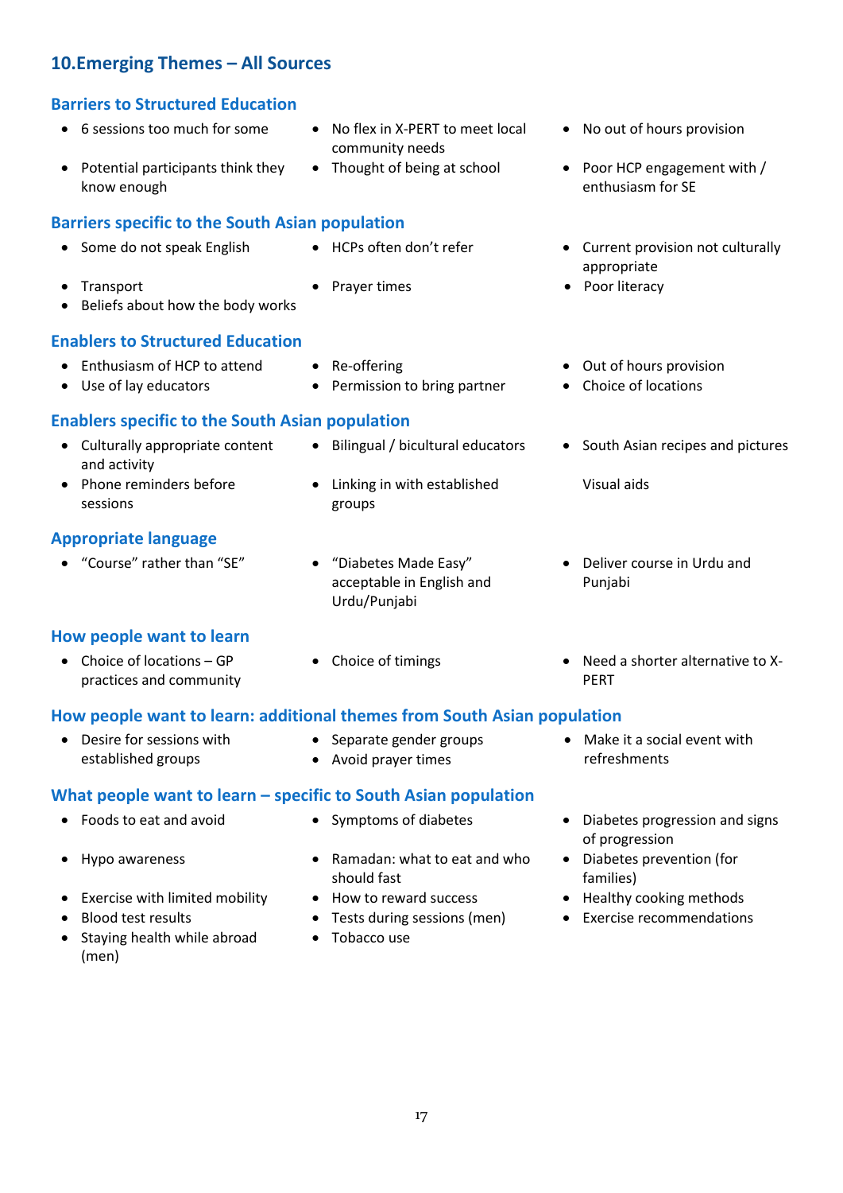## 10.Emerging Themes – All Sources

### Barriers to Structured Education

- 6 sessions too much for some
- Potential participants think they know enough
- No flex in X-PERT to meet local community needs
- Thought of being at school
- No out of hours provision
- Poor HCP engagement with / enthusiasm for SE

### Barriers specific to the South Asian population

- Some do not speak English
- Transport
- Beliefs about how the body works
- HCPs often don't refer
- Prayer times
- Current provision not culturally appropriate
- Poor literacy

### Enablers to Structured Education

- Enthusiasm of HCP to attend
- Use of lay educators
- Re-offering
- Permission to bring partner
- Out of hours provision
- Choice of locations

### Enablers specific to the South Asian population

- Culturally appropriate content and activity
- Phone reminders before sessions
- Bilingual / bicultural educators
- Linking in with established groups
- South Asian recipes and pictures

  Visual aids

### Appropriate language

- "Course" rather than "SE"
- "Diabetes Made Easy" acceptable in English and Urdu/Punjabi
- Deliver course in Urdu and Punjabi

### How people want to learn

- Choice of locations – GP practices and community
- Choice of timings
- Need a shorter alternative to X-PERT

### How people want to learn: additional themes from South Asian population

- Desire for sessions with established groups
- Separate gender groups
- Avoid prayer times
- Make it a social event with refreshments

### What people want to learn – specific to South Asian population

- Foods to eat and avoid
- Hypo awareness
- Exercise with limited mobility
- Blood test results
- Staying health while abroad (men)
- Symptoms of diabetes
- Ramadan: what to eat and who should fast
- How to reward success
- Tests during sessions (men)
- Tobacco use
- Diabetes progression and signs of progression
- Diabetes prevention (for families)
- Healthy cooking methods
- Exercise recommendations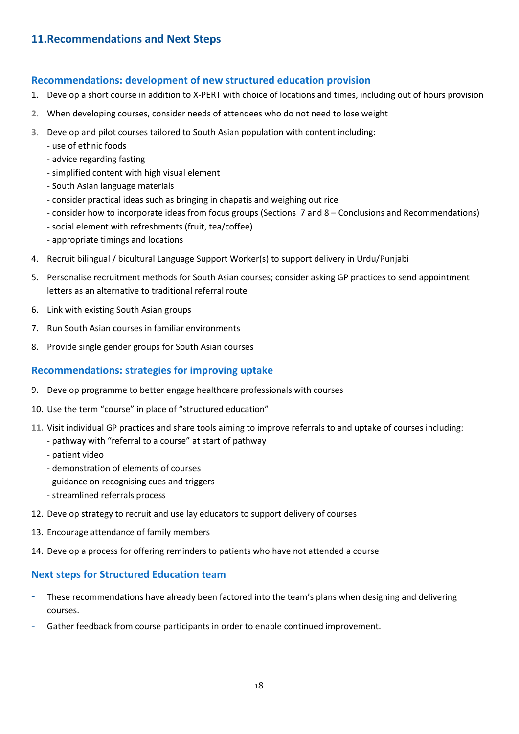## 11.Recommendations and Next Steps

### Recommendations: development of new structured education provision

1. Develop a short course in addition to X-PERT with choice of locations and times, including out of hours provision
2. When developing courses, consider needs of attendees who do not need to lose weight
3. Develop and pilot courses tailored to South Asian population with content including:
   - use of ethnic foods
   - advice regarding fasting
   - simplified content with high visual element
   - South Asian language materials
   - consider practical ideas such as bringing in chapatis and weighing out rice
   - consider how to incorporate ideas from focus groups (Sections 7 and 8 – Conclusions and Recommendations)
   - social element with refreshments (fruit, tea/coffee)
   - appropriate timings and locations
4. Recruit bilingual / bicultural Language Support Worker(s) to support delivery in Urdu/Punjabi
5. Personalise recruitment methods for South Asian courses; consider asking GP practices to send appointment letters as an alternative to traditional referral route
6. Link with existing South Asian groups
7. Run South Asian courses in familiar environments
8. Provide single gender groups for South Asian courses

### Recommendations: strategies for improving uptake

9. Develop programme to better engage healthcare professionals with courses
10. Use the term "course" in place of "structured education"
11. Visit individual GP practices and share tools aiming to improve referrals to and uptake of courses including:
    - pathway with "referral to a course" at start of pathway
    - patient video
    - demonstration of elements of courses
    - guidance on recognising cues and triggers
    - streamlined referrals process
12. Develop strategy to recruit and use lay educators to support delivery of courses
13. Encourage attendance of family members
14. Develop a process for offering reminders to patients who have not attended a course

### Next steps for Structured Education team

- These recommendations have already been factored into the team's plans when designing and delivering courses.
- Gather feedback from course participants in order to enable continued improvement.